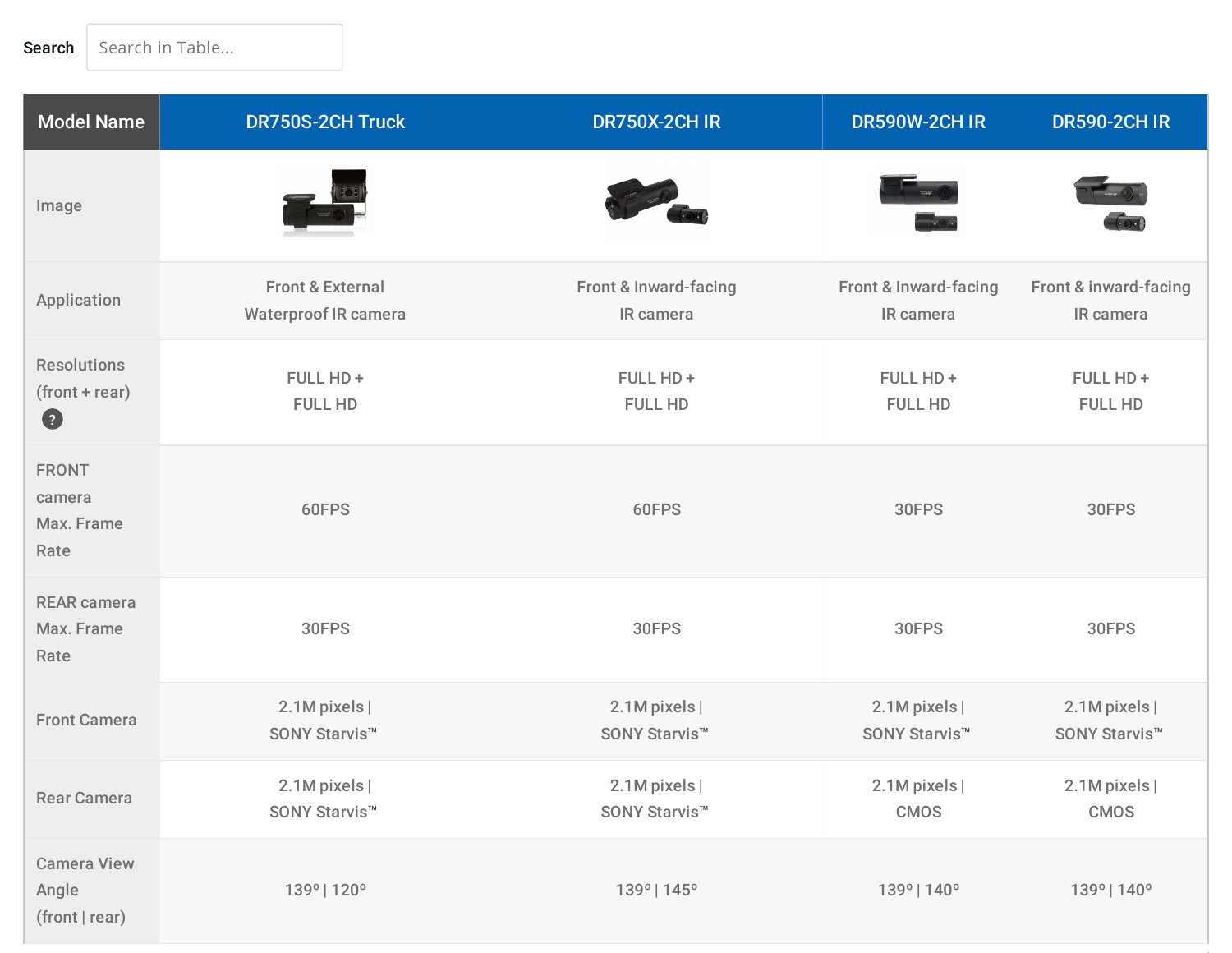Search Search in Table...

| Model Name | DR750S-2CH Truck | DR750X-2CH IR | DR590W-2CH IR | DR590-2CH IR |
|---|---|---|---|---|
| Image | | | | |
| Application | Front & External Waterproof IR camera | Front & Inward-facing IR camera | Front & Inward-facing IR camera | Front & inward-facing IR camera |
| Resolutions (front + rear) ? | FULL HD + FULL HD | FULL HD + FULL HD | FULL HD + FULL HD | FULL HD + FULL HD |
| FRONT camera Max. Frame Rate | 60FPS | 60FPS | 30FPS | 30FPS |
| REAR camera Max. Frame Rate | 30FPS | 30FPS | 30FPS | 30FPS |
| Front Camera | 2.1M pixels \| SONY Starvis™ | 2.1M pixels \| SONY Starvis™ | 2.1M pixels \| SONY Starvis™ | 2.1M pixels \| SONY Starvis™ |
| Rear Camera | 2.1M pixels \| SONY Starvis™ | 2.1M pixels \| SONY Starvis™ | 2.1M pixels \| CMOS | 2.1M pixels \| CMOS |
| Camera View Angle (front \| rear) | 139° \| 120° | 139° \| 145° | 139° \| 140° | 139° \| 140° |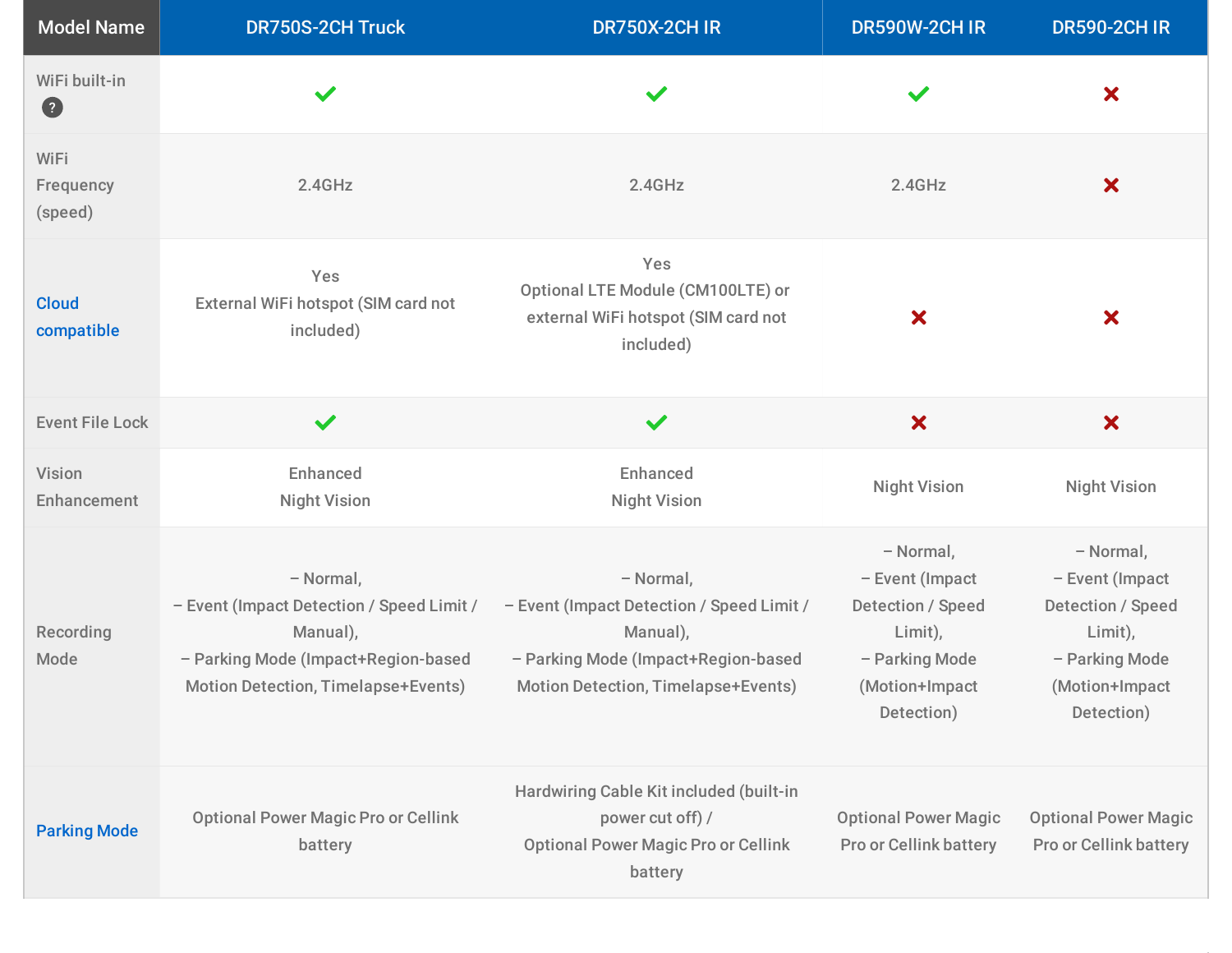| Model Name | DR750S-2CH Truck | DR750X-2CH IR | DR590W-2CH IR | DR590-2CH IR |
|---|---|---|---|---|
| WiFi built-in | ✓ | ✓ | ✓ | ✗ |
| WiFi Frequency (speed) | 2.4GHz | 2.4GHz | 2.4GHz | ✗ |
| Cloud compatible | Yes<br>External WiFi hotspot (SIM card not included) | Yes<br>Optional LTE Module (CM100LTE) or external WiFi hotspot (SIM card not included) | ✗ | ✗ |
| Event File Lock | ✓ | ✓ | ✗ | ✗ |
| Vision Enhancement | Enhanced Night Vision | Enhanced Night Vision | Night Vision | Night Vision |
| Recording Mode | – Normal,<br>– Event (Impact Detection / Speed Limit / Manual),<br>– Parking Mode (Impact+Region-based Motion Detection, Timelapse+Events) | – Normal,<br>– Event (Impact Detection / Speed Limit / Manual),<br>– Parking Mode (Impact+Region-based Motion Detection, Timelapse+Events) | – Normal,<br>– Event (Impact Detection / Speed Limit),<br>– Parking Mode (Motion+Impact Detection) | – Normal,<br>– Event (Impact Detection / Speed Limit),<br>– Parking Mode (Motion+Impact Detection) |
| Parking Mode | Optional Power Magic Pro or Cellink battery | Hardwiring Cable Kit included (built-in power cut off) /<br>Optional Power Magic Pro or Cellink battery | Optional Power Magic Pro or Cellink battery | Optional Power Magic Pro or Cellink battery |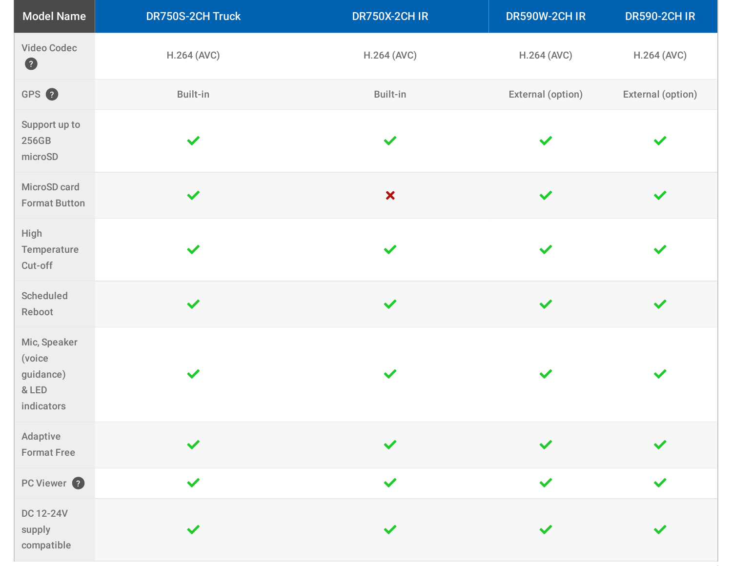| Model Name | DR750S-2CH Truck | DR750X-2CH IR | DR590W-2CH IR | DR590-2CH IR |
|---|---|---|---|---|
| Video Codec ? | H.264 (AVC) | H.264 (AVC) | H.264 (AVC) | H.264 (AVC) |
| GPS ? | Built-in | Built-in | External (option) | External (option) |
| Support up to 256GB microSD | ✓ | ✓ | ✓ | ✓ |
| MicroSD card Format Button | ✓ | ✗ | ✓ | ✓ |
| High Temperature Cut-off | ✓ | ✓ | ✓ | ✓ |
| Scheduled Reboot | ✓ | ✓ | ✓ | ✓ |
| Mic, Speaker (voice guidance) & LED indicators | ✓ | ✓ | ✓ | ✓ |
| Adaptive Format Free | ✓ | ✓ | ✓ | ✓ |
| PC Viewer ? | ✓ | ✓ | ✓ | ✓ |
| DC 12-24V supply compatible | ✓ | ✓ | ✓ | ✓ |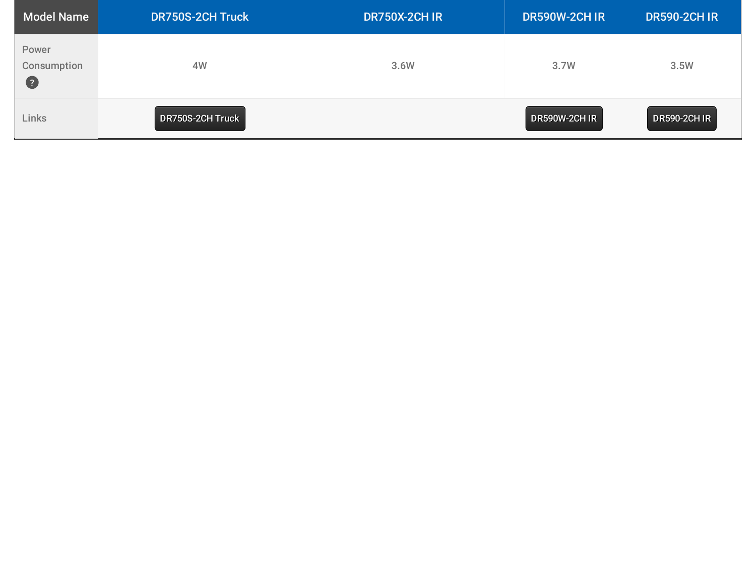| Model Name | DR750S-2CH Truck | DR750X-2CH IR | DR590W-2CH IR | DR590-2CH IR |
| --- | --- | --- | --- | --- |
| Power Consumption ? | 4W | 3.6W | 3.7W | 3.5W |
| Links | DR750S-2CH Truck | | DR590W-2CH IR | DR590-2CH IR |